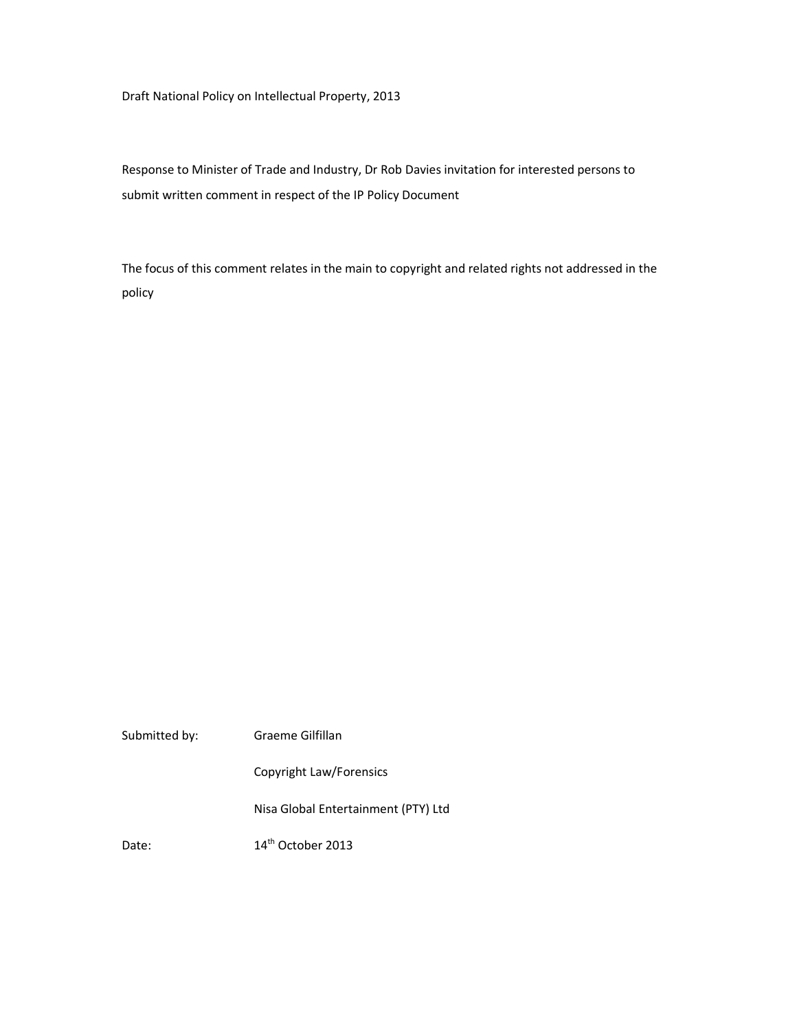Draft National Policy on Intellectual Property, 2013

Response to Minister of Trade and Industry, Dr Rob Davies invitation for interested persons to submit written comment in respect of the IP Policy Document

The focus of this comment relates in the main to copyright and related rights not addressed in the policy

| | |
|---|---|
| Submitted by: | Graeme Gilfillan |
| | Copyright Law/Forensics |
| | Nisa Global Entertainment (PTY) Ltd |
| Date: | 14th October 2013 |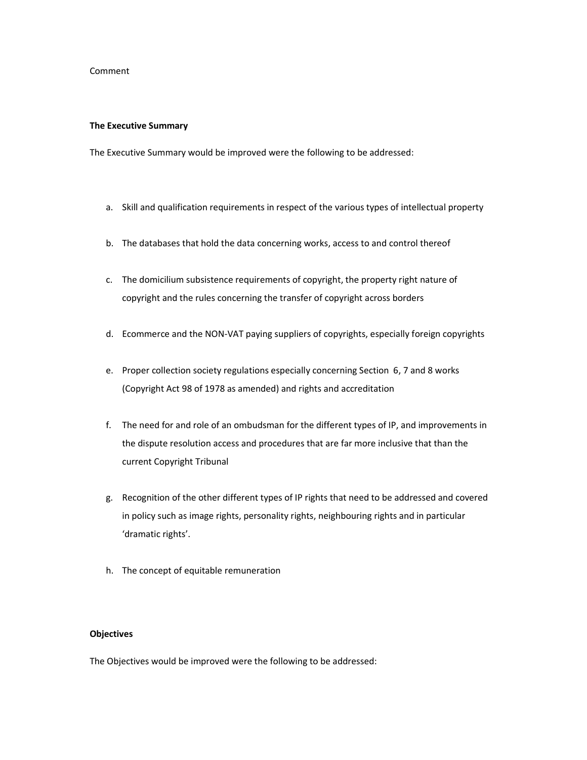Comment

**The Executive Summary**

The Executive Summary would be improved were the following to be addressed:

a. Skill and qualification requirements in respect of the various types of intellectual property

b. The databases that hold the data concerning works, access to and control thereof

c. The domicilium subsistence requirements of copyright, the property right nature of copyright and the rules concerning the transfer of copyright across borders

d. Ecommerce and the NON-VAT paying suppliers of copyrights, especially foreign copyrights

e. Proper collection society regulations especially concerning Section 6, 7 and 8 works (Copyright Act 98 of 1978 as amended) and rights and accreditation

f. The need for and role of an ombudsman for the different types of IP, and improvements in the dispute resolution access and procedures that are far more inclusive that than the current Copyright Tribunal

g. Recognition of the other different types of IP rights that need to be addressed and covered in policy such as image rights, personality rights, neighbouring rights and in particular 'dramatic rights'.

h. The concept of equitable remuneration

**Objectives**

The Objectives would be improved were the following to be addressed: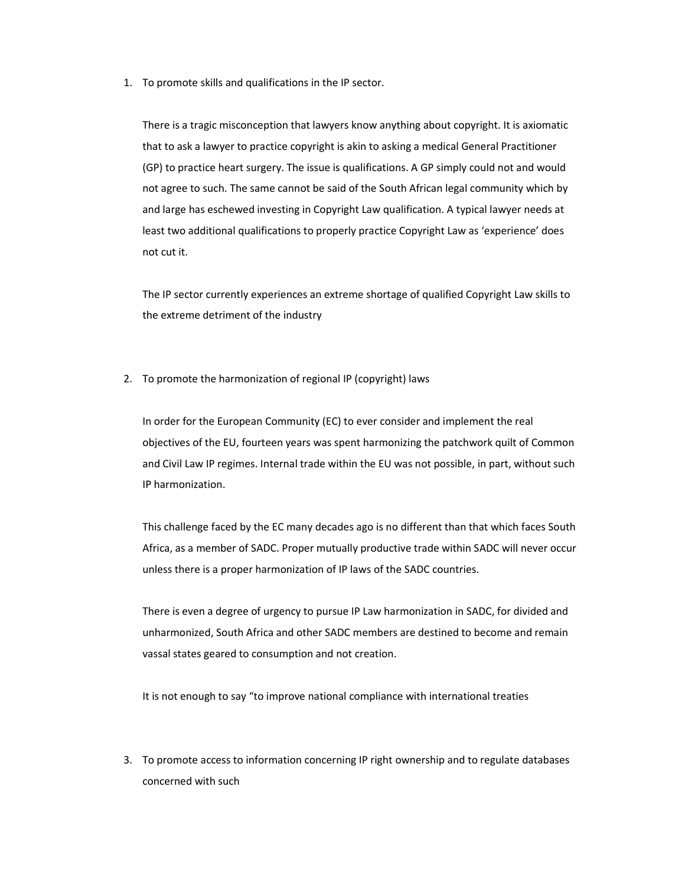1. To promote skills and qualifications in the IP sector.

   There is a tragic misconception that lawyers know anything about copyright. It is axiomatic that to ask a lawyer to practice copyright is akin to asking a medical General Practitioner (GP) to practice heart surgery. The issue is qualifications. A GP simply could not and would not agree to such. The same cannot be said of the South African legal community which by and large has eschewed investing in Copyright Law qualification. A typical lawyer needs at least two additional qualifications to properly practice Copyright Law as 'experience' does not cut it.

   The IP sector currently experiences an extreme shortage of qualified Copyright Law skills to the extreme detriment of the industry

2. To promote the harmonization of regional IP (copyright) laws

   In order for the European Community (EC) to ever consider and implement the real objectives of the EU, fourteen years was spent harmonizing the patchwork quilt of Common and Civil Law IP regimes. Internal trade within the EU was not possible, in part, without such IP harmonization.

   This challenge faced by the EC many decades ago is no different than that which faces South Africa, as a member of SADC. Proper mutually productive trade within SADC will never occur unless there is a proper harmonization of IP laws of the SADC countries.

   There is even a degree of urgency to pursue IP Law harmonization in SADC, for divided and unharmonized, South Africa and other SADC members are destined to become and remain vassal states geared to consumption and not creation.

   It is not enough to say "to improve national compliance with international treaties

3. To promote access to information concerning IP right ownership and to regulate databases concerned with such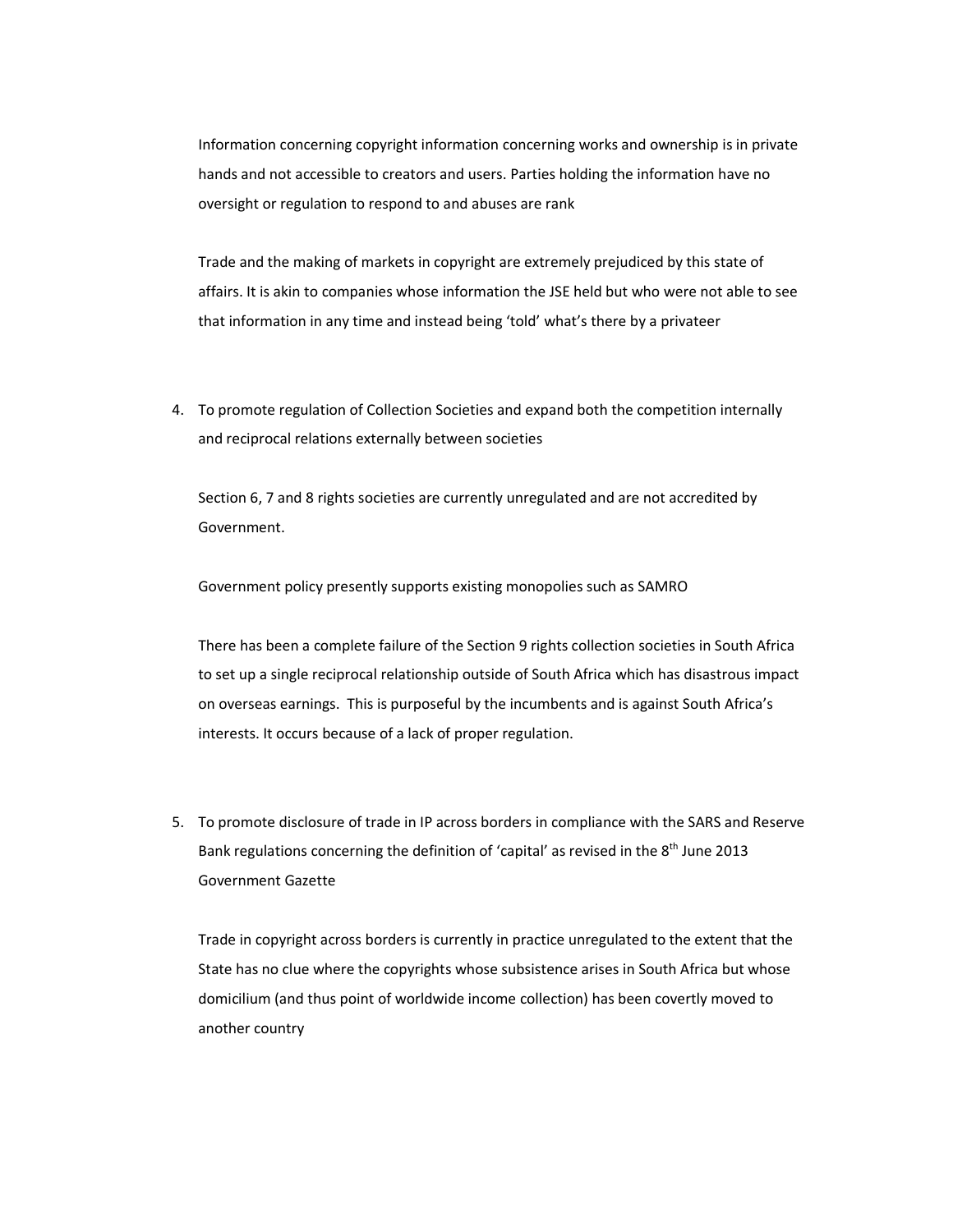Information concerning copyright information concerning works and ownership is in private hands and not accessible to creators and users. Parties holding the information have no oversight or regulation to respond to and abuses are rank

Trade and the making of markets in copyright are extremely prejudiced by this state of affairs. It is akin to companies whose information the JSE held but who were not able to see that information in any time and instead being 'told' what's there by a privateer

4. To promote regulation of Collection Societies and expand both the competition internally and reciprocal relations externally between societies

   Section 6, 7 and 8 rights societies are currently unregulated and are not accredited by Government.

   Government policy presently supports existing monopolies such as SAMRO

   There has been a complete failure of the Section 9 rights collection societies in South Africa to set up a single reciprocal relationship outside of South Africa which has disastrous impact on overseas earnings. This is purposeful by the incumbents and is against South Africa's interests. It occurs because of a lack of proper regulation.

5. To promote disclosure of trade in IP across borders in compliance with the SARS and Reserve Bank regulations concerning the definition of 'capital' as revised in the 8th June 2013 Government Gazette

   Trade in copyright across borders is currently in practice unregulated to the extent that the State has no clue where the copyrights whose subsistence arises in South Africa but whose domicilium (and thus point of worldwide income collection) has been covertly moved to another country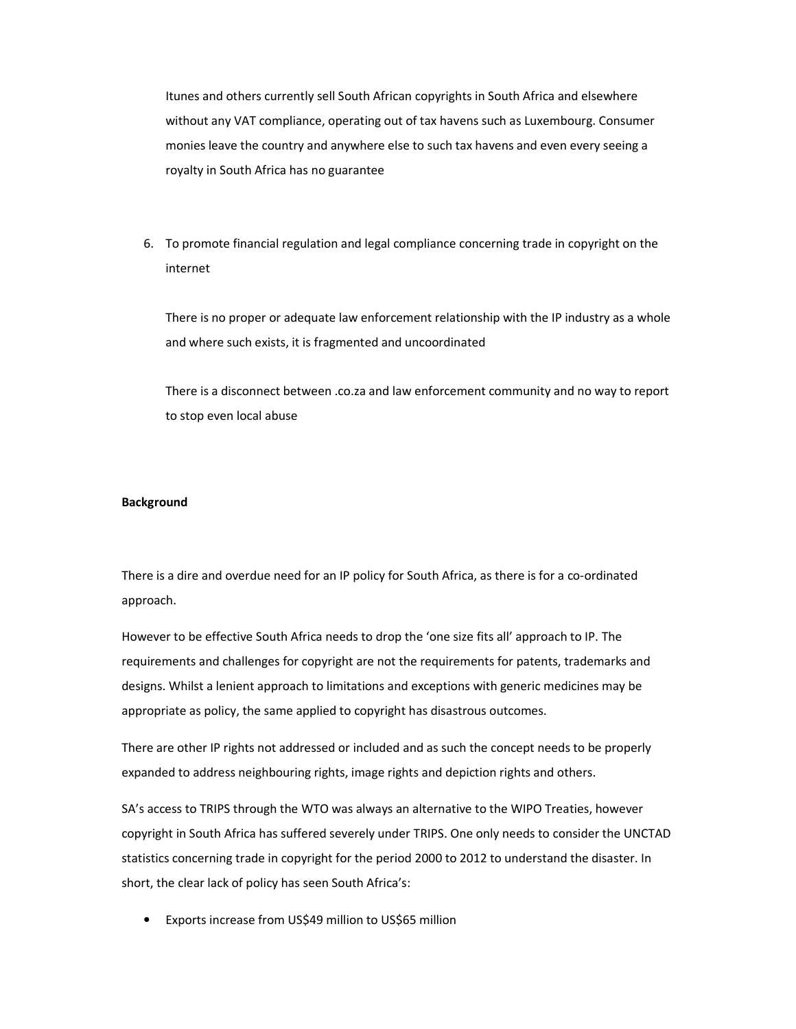Itunes and others currently sell South African copyrights in South Africa and elsewhere without any VAT compliance, operating out of tax havens such as Luxembourg. Consumer monies leave the country and anywhere else to such tax havens and even every seeing a royalty in South Africa has no guarantee

6. To promote financial regulation and legal compliance concerning trade in copyright on the internet

   There is no proper or adequate law enforcement relationship with the IP industry as a whole and where such exists, it is fragmented and uncoordinated

   There is a disconnect between .co.za and law enforcement community and no way to report to stop even local abuse

**Background**

There is a dire and overdue need for an IP policy for South Africa, as there is for a co-ordinated approach.

However to be effective South Africa needs to drop the 'one size fits all' approach to IP. The requirements and challenges for copyright are not the requirements for patents, trademarks and designs. Whilst a lenient approach to limitations and exceptions with generic medicines may be appropriate as policy, the same applied to copyright has disastrous outcomes.

There are other IP rights not addressed or included and as such the concept needs to be properly expanded to address neighbouring rights, image rights and depiction rights and others.

SA's access to TRIPS through the WTO was always an alternative to the WIPO Treaties, however copyright in South Africa has suffered severely under TRIPS. One only needs to consider the UNCTAD statistics concerning trade in copyright for the period 2000 to 2012 to understand the disaster. In short, the clear lack of policy has seen South Africa's:

- Exports increase from US$49 million to US$65 million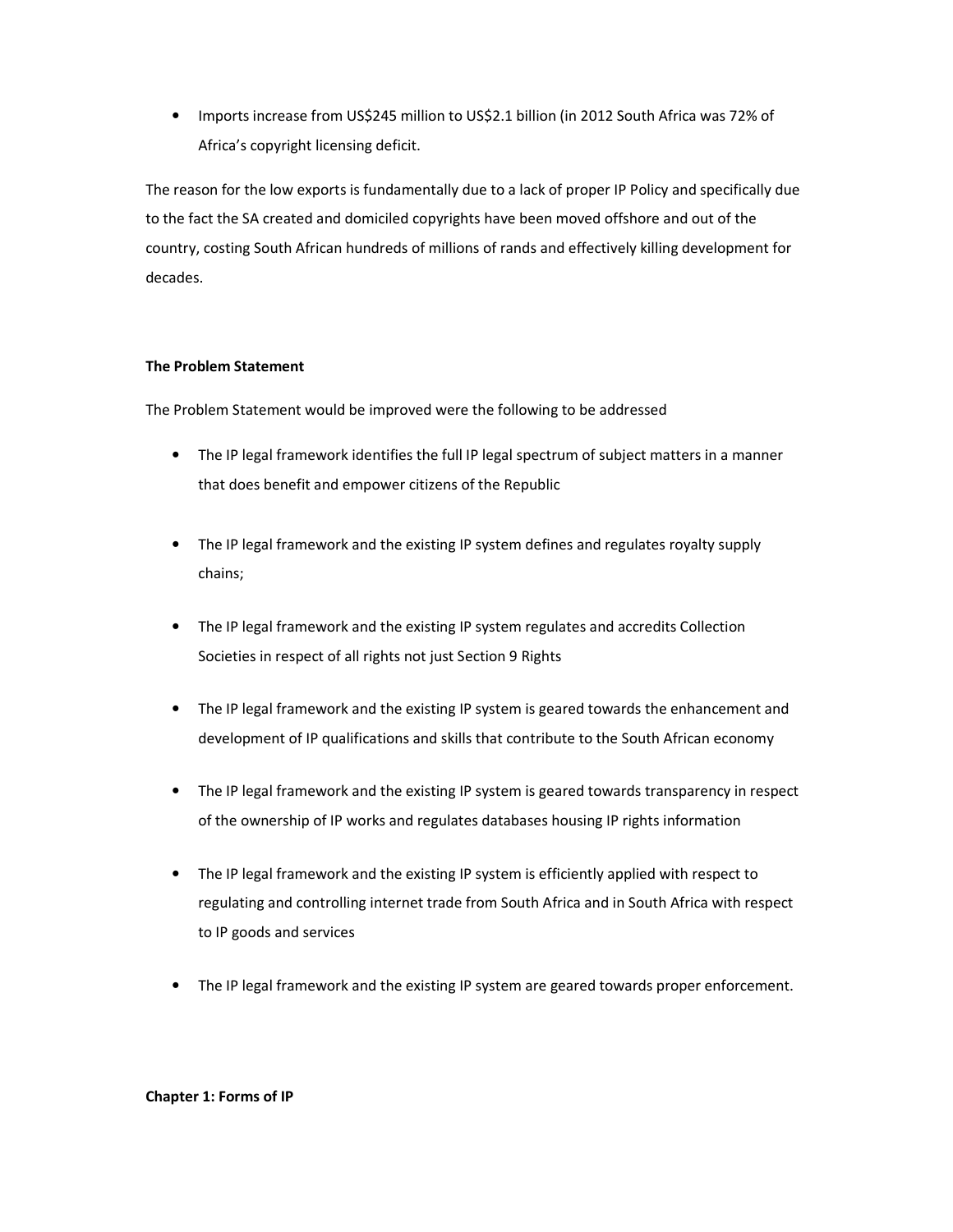- Imports increase from US$245 million to US$2.1 billion (in 2012 South Africa was 72% of Africa's copyright licensing deficit.

The reason for the low exports is fundamentally due to a lack of proper IP Policy and specifically due to the fact the SA created and domiciled copyrights have been moved offshore and out of the country, costing South African hundreds of millions of rands and effectively killing development for decades.

**The Problem Statement**

The Problem Statement would be improved were the following to be addressed

- The IP legal framework identifies the full IP legal spectrum of subject matters in a manner that does benefit and empower citizens of the Republic
- The IP legal framework and the existing IP system defines and regulates royalty supply chains;
- The IP legal framework and the existing IP system regulates and accredits Collection Societies in respect of all rights not just Section 9 Rights
- The IP legal framework and the existing IP system is geared towards the enhancement and development of IP qualifications and skills that contribute to the South African economy
- The IP legal framework and the existing IP system is geared towards transparency in respect of the ownership of IP works and regulates databases housing IP rights information
- The IP legal framework and the existing IP system is efficiently applied with respect to regulating and controlling internet trade from South Africa and in South Africa with respect to IP goods and services
- The IP legal framework and the existing IP system are geared towards proper enforcement.

**Chapter 1: Forms of IP**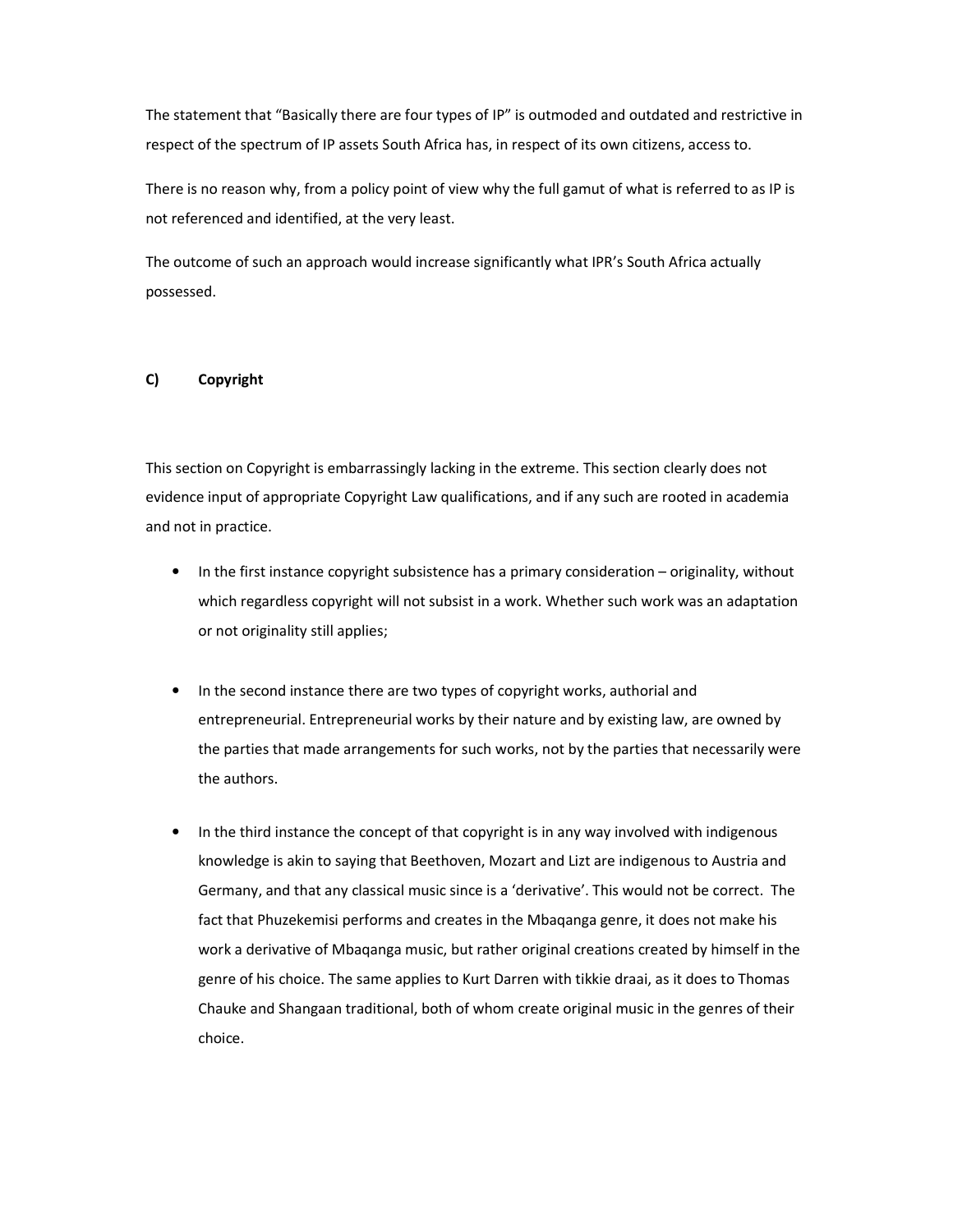The statement that "Basically there are four types of IP" is outmoded and outdated and restrictive in respect of the spectrum of IP assets South Africa has, in respect of its own citizens, access to.

There is no reason why, from a policy point of view why the full gamut of what is referred to as IP is not referenced and identified, at the very least.

The outcome of such an approach would increase significantly what IPR's South Africa actually possessed.

**C) Copyright**

This section on Copyright is embarrassingly lacking in the extreme. This section clearly does not evidence input of appropriate Copyright Law qualifications, and if any such are rooted in academia and not in practice.

- In the first instance copyright subsistence has a primary consideration – originality, without which regardless copyright will not subsist in a work. Whether such work was an adaptation or not originality still applies;

- In the second instance there are two types of copyright works, authorial and entrepreneurial. Entrepreneurial works by their nature and by existing law, are owned by the parties that made arrangements for such works, not by the parties that necessarily were the authors.

- In the third instance the concept of that copyright is in any way involved with indigenous knowledge is akin to saying that Beethoven, Mozart and Lizt are indigenous to Austria and Germany, and that any classical music since is a 'derivative'. This would not be correct. The fact that Phuzekemisi performs and creates in the Mbaqanga genre, it does not make his work a derivative of Mbaqanga music, but rather original creations created by himself in the genre of his choice. The same applies to Kurt Darren with tikkie draai, as it does to Thomas Chauke and Shangaan traditional, both of whom create original music in the genres of their choice.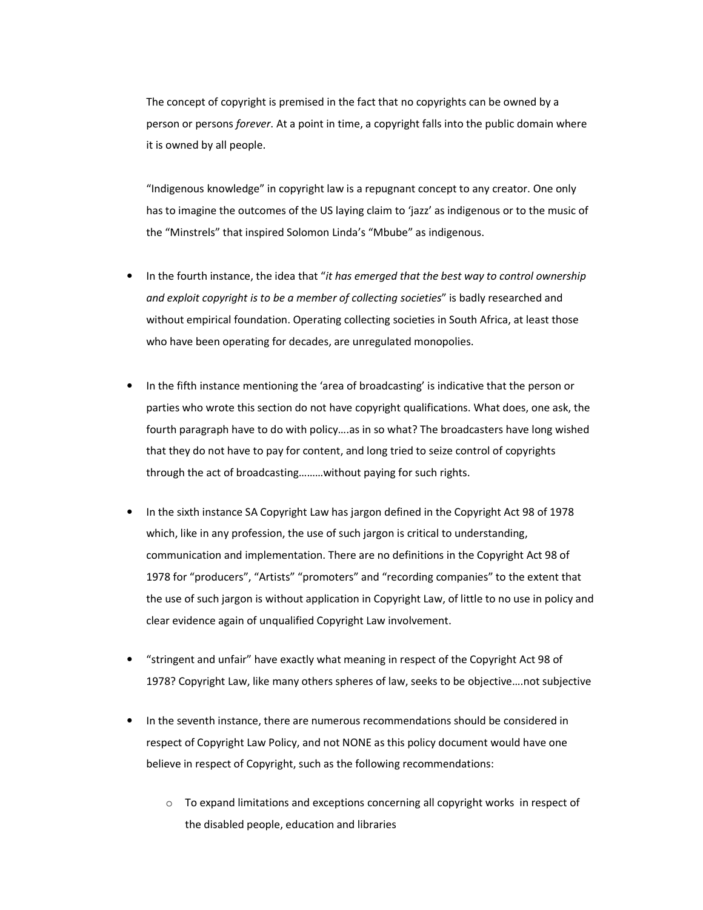The concept of copyright is premised in the fact that no copyrights can be owned by a person or persons *forever*. At a point in time, a copyright falls into the public domain where it is owned by all people.

"Indigenous knowledge" in copyright law is a repugnant concept to any creator. One only has to imagine the outcomes of the US laying claim to 'jazz' as indigenous or to the music of the "Minstrels" that inspired Solomon Linda's "Mbube" as indigenous.

- In the fourth instance, the idea that "*it has emerged that the best way to control ownership and exploit copyright is to be a member of collecting societies*" is badly researched and without empirical foundation. Operating collecting societies in South Africa, at least those who have been operating for decades, are unregulated monopolies.

- In the fifth instance mentioning the 'area of broadcasting' is indicative that the person or parties who wrote this section do not have copyright qualifications. What does, one ask, the fourth paragraph have to do with policy….as in so what? The broadcasters have long wished that they do not have to pay for content, and long tried to seize control of copyrights through the act of broadcasting………without paying for such rights.

- In the sixth instance SA Copyright Law has jargon defined in the Copyright Act 98 of 1978 which, like in any profession, the use of such jargon is critical to understanding, communication and implementation. There are no definitions in the Copyright Act 98 of 1978 for "producers", "Artists" "promoters" and "recording companies" to the extent that the use of such jargon is without application in Copyright Law, of little to no use in policy and clear evidence again of unqualified Copyright Law involvement.

- "stringent and unfair" have exactly what meaning in respect of the Copyright Act 98 of 1978? Copyright Law, like many others spheres of law, seeks to be objective….not subjective

- In the seventh instance, there are numerous recommendations should be considered in respect of Copyright Law Policy, and not NONE as this policy document would have one believe in respect of Copyright, such as the following recommendations:

    - To expand limitations and exceptions concerning all copyright works in respect of the disabled people, education and libraries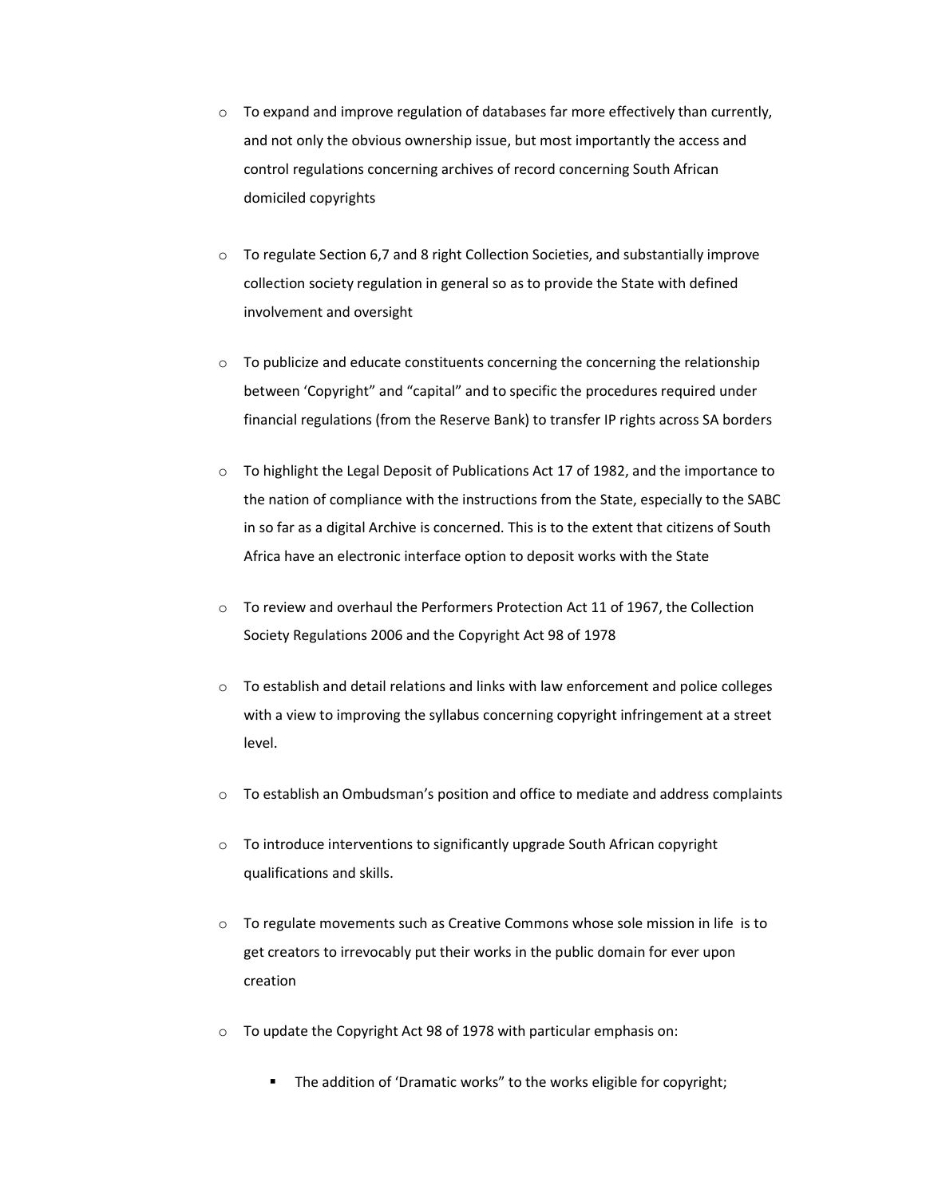- To expand and improve regulation of databases far more effectively than currently, and not only the obvious ownership issue, but most importantly the access and control regulations concerning archives of record concerning South African domiciled copyrights

- To regulate Section 6,7 and 8 right Collection Societies, and substantially improve collection society regulation in general so as to provide the State with defined involvement and oversight

- To publicize and educate constituents concerning the concerning the relationship between 'Copyright" and "capital" and to specific the procedures required under financial regulations (from the Reserve Bank) to transfer IP rights across SA borders

- To highlight the Legal Deposit of Publications Act 17 of 1982, and the importance to the nation of compliance with the instructions from the State, especially to the SABC in so far as a digital Archive is concerned. This is to the extent that citizens of South Africa have an electronic interface option to deposit works with the State

- To review and overhaul the Performers Protection Act 11 of 1967, the Collection Society Regulations 2006 and the Copyright Act 98 of 1978

- To establish and detail relations and links with law enforcement and police colleges with a view to improving the syllabus concerning copyright infringement at a street level.

- To establish an Ombudsman's position and office to mediate and address complaints

- To introduce interventions to significantly upgrade South African copyright qualifications and skills.

- To regulate movements such as Creative Commons whose sole mission in life is to get creators to irrevocably put their works in the public domain for ever upon creation

- To update the Copyright Act 98 of 1978 with particular emphasis on:

  - The addition of 'Dramatic works" to the works eligible for copyright;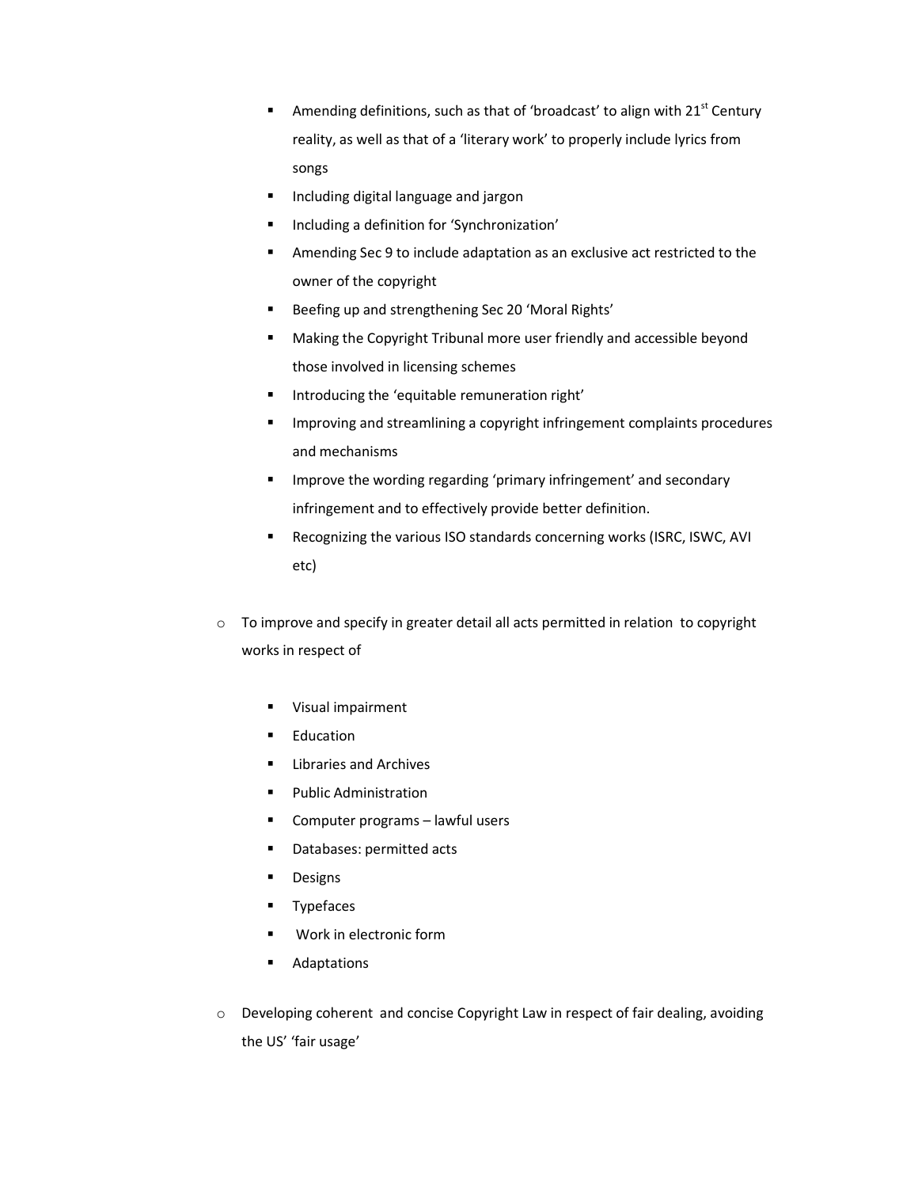- Amending definitions, such as that of 'broadcast' to align with 21st Century reality, as well as that of a 'literary work' to properly include lyrics from songs
    - Including digital language and jargon
    - Including a definition for 'Synchronization'
    - Amending Sec 9 to include adaptation as an exclusive act restricted to the owner of the copyright
    - Beefing up and strengthening Sec 20 'Moral Rights'
    - Making the Copyright Tribunal more user friendly and accessible beyond those involved in licensing schemes
    - Introducing the 'equitable remuneration right'
    - Improving and streamlining a copyright infringement complaints procedures and mechanisms
    - Improve the wording regarding 'primary infringement' and secondary infringement and to effectively provide better definition.
    - Recognizing the various ISO standards concerning works (ISRC, ISWC, AVI etc)

- To improve and specify in greater detail all acts permitted in relation to copyright works in respect of

    - Visual impairment
    - Education
    - Libraries and Archives
    - Public Administration
    - Computer programs – lawful users
    - Databases: permitted acts
    - Designs
    - Typefaces
    - Work in electronic form
    - Adaptations

- Developing coherent and concise Copyright Law in respect of fair dealing, avoiding the US' 'fair usage'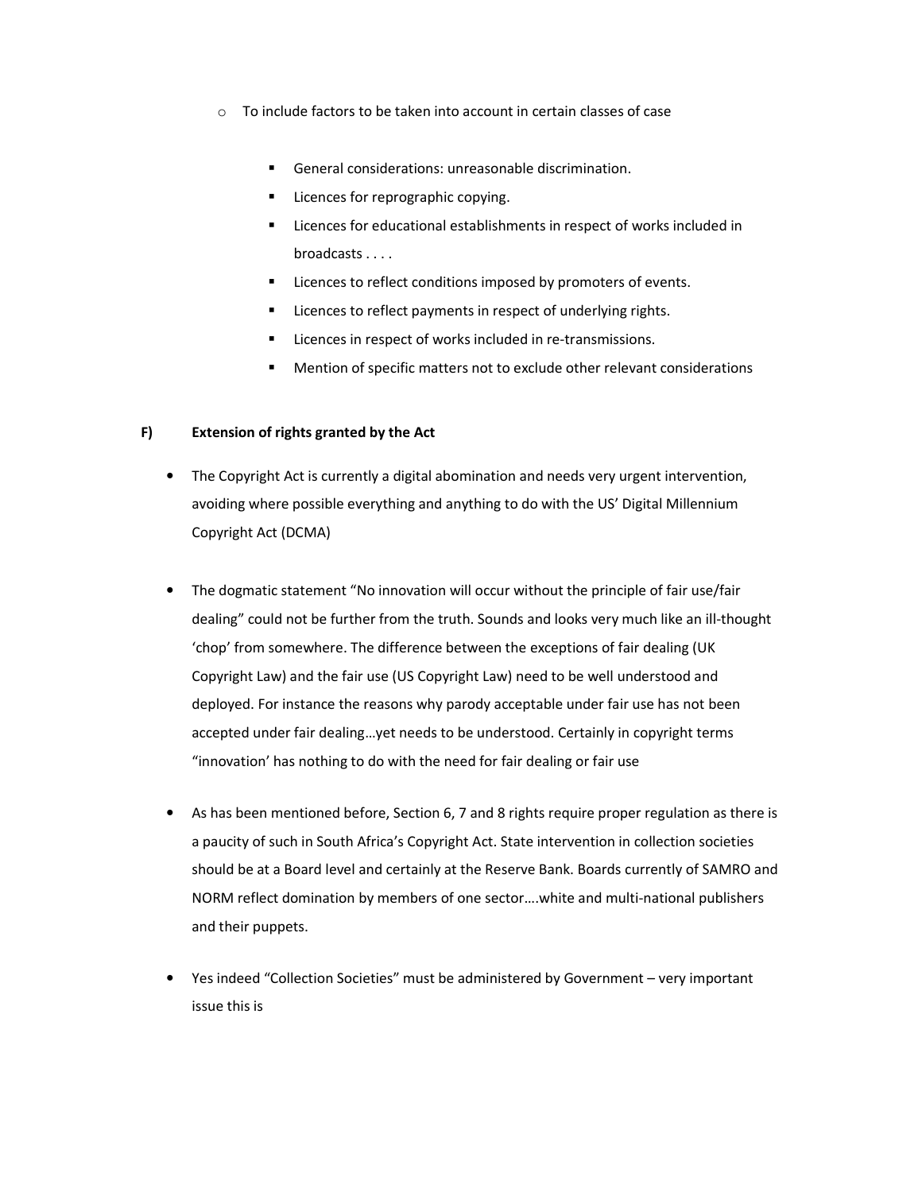- To include factors to be taken into account in certain classes of case
  - General considerations: unreasonable discrimination.
  - Licences for reprographic copying.
  - Licences for educational establishments in respect of works included in broadcasts . . . .
  - Licences to reflect conditions imposed by promoters of events.
  - Licences to reflect payments in respect of underlying rights.
  - Licences in respect of works included in re-transmissions.
  - Mention of specific matters not to exclude other relevant considerations

**F) Extension of rights granted by the Act**

- The Copyright Act is currently a digital abomination and needs very urgent intervention, avoiding where possible everything and anything to do with the US' Digital Millennium Copyright Act (DCMA)

- The dogmatic statement "No innovation will occur without the principle of fair use/fair dealing" could not be further from the truth. Sounds and looks very much like an ill-thought 'chop' from somewhere. The difference between the exceptions of fair dealing (UK Copyright Law) and the fair use (US Copyright Law) need to be well understood and deployed. For instance the reasons why parody acceptable under fair use has not been accepted under fair dealing…yet needs to be understood. Certainly in copyright terms "innovation' has nothing to do with the need for fair dealing or fair use

- As has been mentioned before, Section 6, 7 and 8 rights require proper regulation as there is a paucity of such in South Africa's Copyright Act. State intervention in collection societies should be at a Board level and certainly at the Reserve Bank. Boards currently of SAMRO and NORM reflect domination by members of one sector….white and multi-national publishers and their puppets.

- Yes indeed "Collection Societies" must be administered by Government – very important issue this is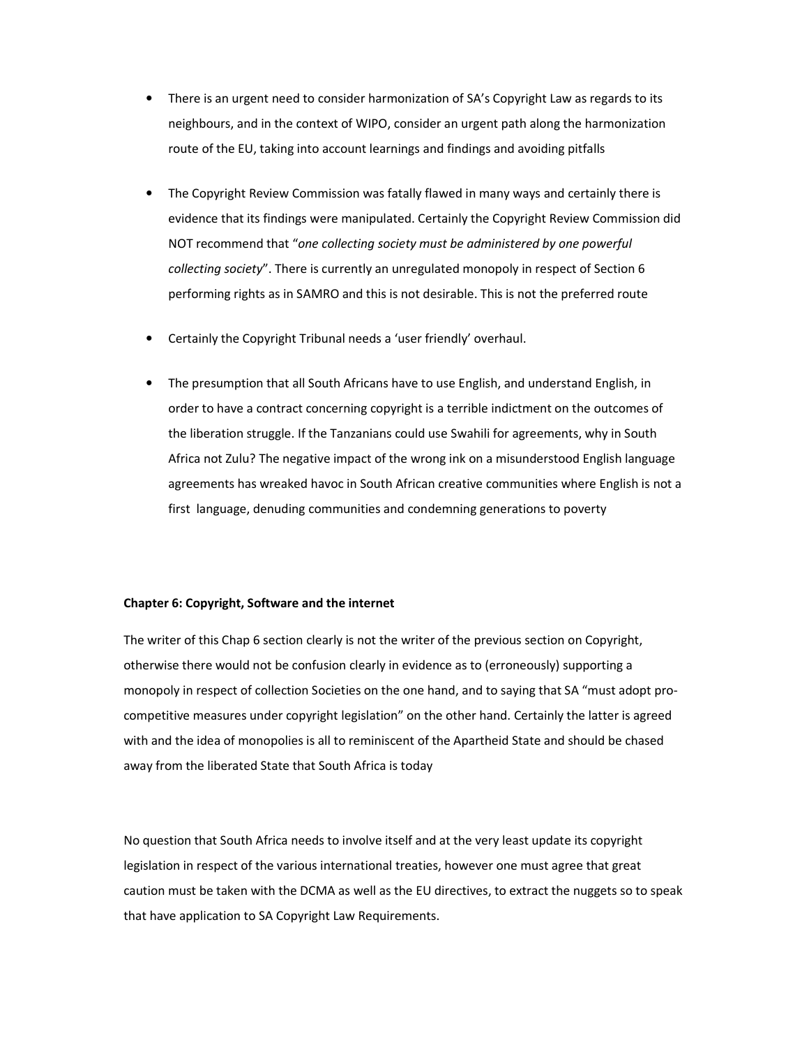- There is an urgent need to consider harmonization of SA's Copyright Law as regards to its neighbours, and in the context of WIPO, consider an urgent path along the harmonization route of the EU, taking into account learnings and findings and avoiding pitfalls

- The Copyright Review Commission was fatally flawed in many ways and certainly there is evidence that its findings were manipulated. Certainly the Copyright Review Commission did NOT recommend that "*one collecting society must be administered by one powerful collecting society*". There is currently an unregulated monopoly in respect of Section 6 performing rights as in SAMRO and this is not desirable. This is not the preferred route

- Certainly the Copyright Tribunal needs a 'user friendly' overhaul.

- The presumption that all South Africans have to use English, and understand English, in order to have a contract concerning copyright is a terrible indictment on the outcomes of the liberation struggle. If the Tanzanians could use Swahili for agreements, why in South Africa not Zulu? The negative impact of the wrong ink on a misunderstood English language agreements has wreaked havoc in South African creative communities where English is not a first language, denuding communities and condemning generations to poverty

**Chapter 6: Copyright, Software and the internet**

The writer of this Chap 6 section clearly is not the writer of the previous section on Copyright, otherwise there would not be confusion clearly in evidence as to (erroneously) supporting a monopoly in respect of collection Societies on the one hand, and to saying that SA "must adopt pro-competitive measures under copyright legislation" on the other hand. Certainly the latter is agreed with and the idea of monopolies is all to reminiscent of the Apartheid State and should be chased away from the liberated State that South Africa is today

No question that South Africa needs to involve itself and at the very least update its copyright legislation in respect of the various international treaties, however one must agree that great caution must be taken with the DCMA as well as the EU directives, to extract the nuggets so to speak that have application to SA Copyright Law Requirements.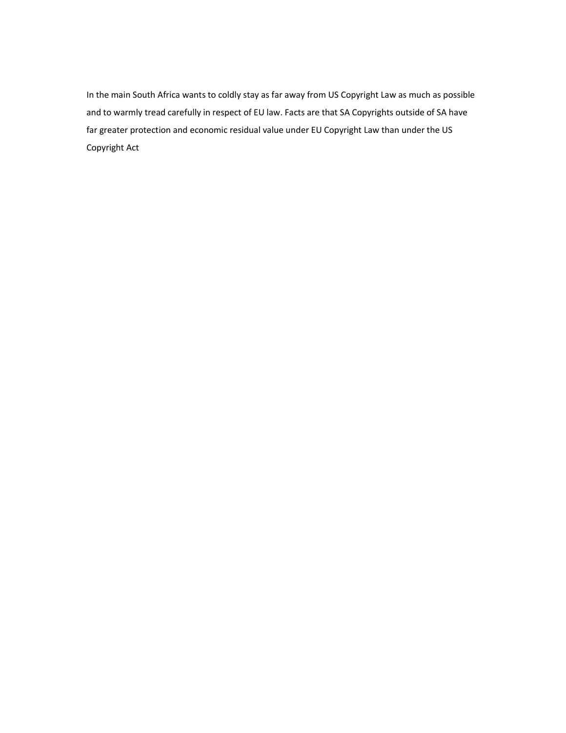In the main South Africa wants to coldly stay as far away from US Copyright Law as much as possible and to warmly tread carefully in respect of EU law. Facts are that SA Copyrights outside of SA have far greater protection and economic residual value under EU Copyright Law than under the US Copyright Act